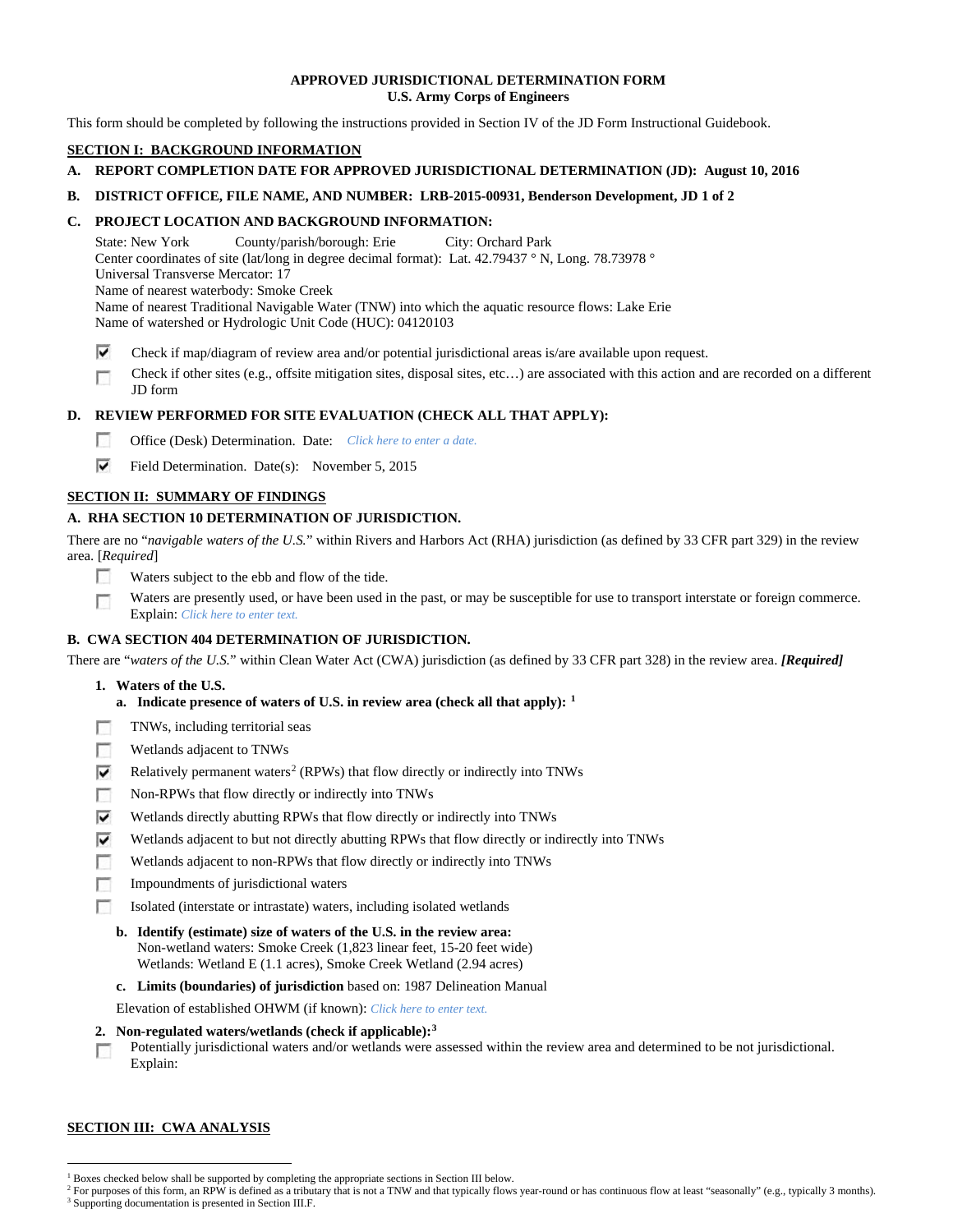**APPROVED JURISDICTIONAL DETERMINATION FORM**
**U.S. Army Corps of Engineers**

This form should be completed by following the instructions provided in Section IV of the JD Form Instructional Guidebook.

## SECTION I: BACKGROUND INFORMATION

**A. REPORT COMPLETION DATE FOR APPROVED JURISDICTIONAL DETERMINATION (JD): August 10, 2016**

**B. DISTRICT OFFICE, FILE NAME, AND NUMBER: LRB-2015-00931, Benderson Development, JD 1 of 2**

**C. PROJECT LOCATION AND BACKGROUND INFORMATION:**

State: New York    County/parish/borough: Erie    City: Orchard Park
Center coordinates of site (lat/long in degree decimal format): Lat. 42.79437 ° N, Long. 78.73978 °
Universal Transverse Mercator: 17
Name of nearest waterbody: Smoke Creek
Name of nearest Traditional Navigable Water (TNW) into which the aquatic resource flows: Lake Erie
Name of watershed or Hydrologic Unit Code (HUC): 04120103

- ☑ Check if map/diagram of review area and/or potential jurisdictional areas is/are available upon request.
- ☐ Check if other sites (e.g., offsite mitigation sites, disposal sites, etc…) are associated with this action and are recorded on a different JD form

**D. REVIEW PERFORMED FOR SITE EVALUATION (CHECK ALL THAT APPLY):**

- ☐ Office (Desk) Determination. Date: *Click here to enter a date.*
- ☑ Field Determination. Date(s): November 5, 2015

## SECTION II: SUMMARY OF FINDINGS

**A. RHA SECTION 10 DETERMINATION OF JURISDICTION.**

There are no "*navigable waters of the U.S.*" within Rivers and Harbors Act (RHA) jurisdiction (as defined by 33 CFR part 329) in the review area. [*Required*]

- ☐ Waters subject to the ebb and flow of the tide.
- ☐ Waters are presently used, or have been used in the past, or may be susceptible for use to transport interstate or foreign commerce. Explain: *Click here to enter text.*

**B. CWA SECTION 404 DETERMINATION OF JURISDICTION.**

There are "*waters of the U.S.*" within Clean Water Act (CWA) jurisdiction (as defined by 33 CFR part 328) in the review area. ***[Required]***

**1. Waters of the U.S.**

**a. Indicate presence of waters of U.S. in review area (check all that apply):** [1]

- ☐ TNWs, including territorial seas
- ☐ Wetlands adjacent to TNWs
- ☑ Relatively permanent waters[2] (RPWs) that flow directly or indirectly into TNWs
- ☐ Non-RPWs that flow directly or indirectly into TNWs
- ☑ Wetlands directly abutting RPWs that flow directly or indirectly into TNWs
- ☑ Wetlands adjacent to but not directly abutting RPWs that flow directly or indirectly into TNWs
- ☐ Wetlands adjacent to non-RPWs that flow directly or indirectly into TNWs
- ☐ Impoundments of jurisdictional waters
- ☐ Isolated (interstate or intrastate) waters, including isolated wetlands

**b. Identify (estimate) size of waters of the U.S. in the review area:**
Non-wetland waters: Smoke Creek (1,823 linear feet, 15-20 feet wide)
Wetlands: Wetland E (1.1 acres), Smoke Creek Wetland (2.94 acres)

**c. Limits (boundaries) of jurisdiction** based on: 1987 Delineation Manual

Elevation of established OHWM (if known): *Click here to enter text.*

**2. Non-regulated waters/wetlands (check if applicable):**[3]

- ☐ Potentially jurisdictional waters and/or wetlands were assessed within the review area and determined to be not jurisdictional. Explain:

## SECTION III: CWA ANALYSIS

---

[1] Boxes checked below shall be supported by completing the appropriate sections in Section III below.
[2] For purposes of this form, an RPW is defined as a tributary that is not a TNW and that typically flows year-round or has continuous flow at least "seasonally" (e.g., typically 3 months).
[3] Supporting documentation is presented in Section III.F.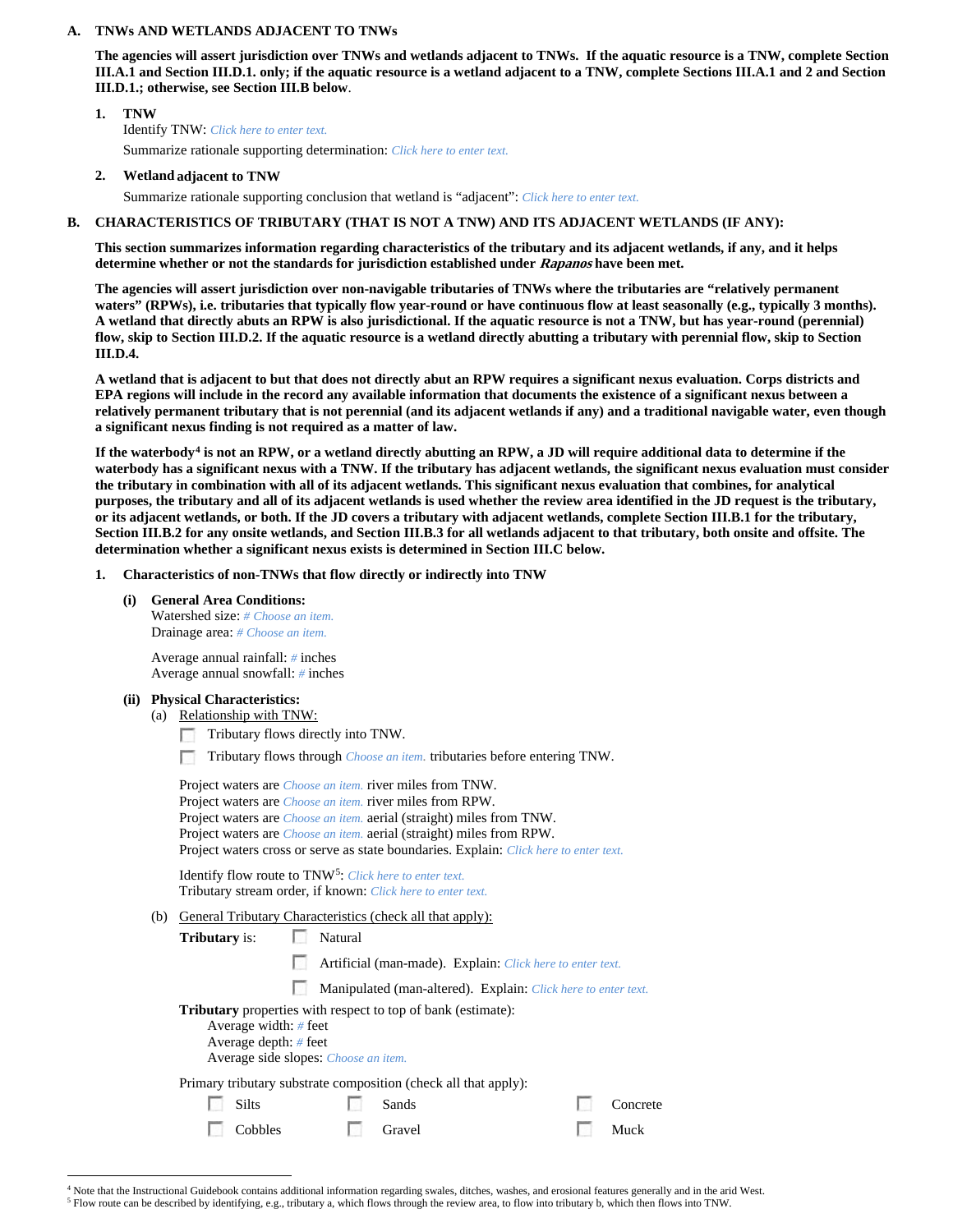### A. TNWs AND WETLANDS ADJACENT TO TNWs

**The agencies will assert jurisdiction over TNWs and wetlands adjacent to TNWs. If the aquatic resource is a TNW, complete Section III.A.1 and Section III.D.1. only; if the aquatic resource is a wetland adjacent to a TNW, complete Sections III.A.1 and 2 and Section III.D.1.; otherwise, see Section III.B below.**

**1. TNW**

Identify TNW: *Click here to enter text.*

Summarize rationale supporting determination: *Click here to enter text.*

**2. Wetland adjacent to TNW**

Summarize rationale supporting conclusion that wetland is "adjacent": *Click here to enter text.*

### B. CHARACTERISTICS OF TRIBUTARY (THAT IS NOT A TNW) AND ITS ADJACENT WETLANDS (IF ANY):

**This section summarizes information regarding characteristics of the tributary and its adjacent wetlands, if any, and it helps determine whether or not the standards for jurisdiction established under *Rapanos* have been met.**

**The agencies will assert jurisdiction over non-navigable tributaries of TNWs where the tributaries are "relatively permanent waters" (RPWs), i.e. tributaries that typically flow year-round or have continuous flow at least seasonally (e.g., typically 3 months). A wetland that directly abuts an RPW is also jurisdictional. If the aquatic resource is not a TNW, but has year-round (perennial) flow, skip to Section III.D.2. If the aquatic resource is a wetland directly abutting a tributary with perennial flow, skip to Section III.D.4.**

**A wetland that is adjacent to but that does not directly abut an RPW requires a significant nexus evaluation. Corps districts and EPA regions will include in the record any available information that documents the existence of a significant nexus between a relatively permanent tributary that is not perennial (and its adjacent wetlands if any) and a traditional navigable water, even though a significant nexus finding is not required as a matter of law.**

**If the waterbody[4] is not an RPW, or a wetland directly abutting an RPW, a JD will require additional data to determine if the waterbody has a significant nexus with a TNW. If the tributary has adjacent wetlands, the significant nexus evaluation must consider the tributary in combination with all of its adjacent wetlands. This significant nexus evaluation that combines, for analytical purposes, the tributary and all of its adjacent wetlands is used whether the review area identified in the JD request is the tributary, or its adjacent wetlands, or both. If the JD covers a tributary with adjacent wetlands, complete Section III.B.1 for the tributary, Section III.B.2 for any onsite wetlands, and Section III.B.3 for all wetlands adjacent to that tributary, both onsite and offsite. The determination whether a significant nexus exists is determined in Section III.C below.**

**1. Characteristics of non-TNWs that flow directly or indirectly into TNW**

**(i) General Area Conditions:**

Watershed size: *# Choose an item.*
Drainage area: *# Choose an item.*

Average annual rainfall: *#* inches
Average annual snowfall: *#* inches

**(ii) Physical Characteristics:**

(a) Relationship with TNW:

☐ Tributary flows directly into TNW.

☐ Tributary flows through *Choose an item.* tributaries before entering TNW.

Project waters are *Choose an item.* river miles from TNW.
Project waters are *Choose an item.* river miles from RPW.
Project waters are *Choose an item.* aerial (straight) miles from TNW.
Project waters are *Choose an item.* aerial (straight) miles from RPW.
Project waters cross or serve as state boundaries. Explain: *Click here to enter text.*

Identify flow route to TNW[5]: *Click here to enter text.*
Tributary stream order, if known: *Click here to enter text.*

(b) General Tributary Characteristics (check all that apply):

**Tributary** is:
☐ Natural
☐ Artificial (man-made). Explain: *Click here to enter text.*
☐ Manipulated (man-altered). Explain: *Click here to enter text.*

**Tributary** properties with respect to top of bank (estimate):
Average width: *#* feet
Average depth: *#* feet
Average side slopes: *Choose an item.*

Primary tributary substrate composition (check all that apply):

☐ Silts ☐ Sands ☐ Concrete
☐ Cobbles ☐ Gravel ☐ Muck

---

[4] Note that the Instructional Guidebook contains additional information regarding swales, ditches, washes, and erosional features generally and in the arid West.

[5] Flow route can be described by identifying, e.g., tributary a, which flows through the review area, to flow into tributary b, which then flows into TNW.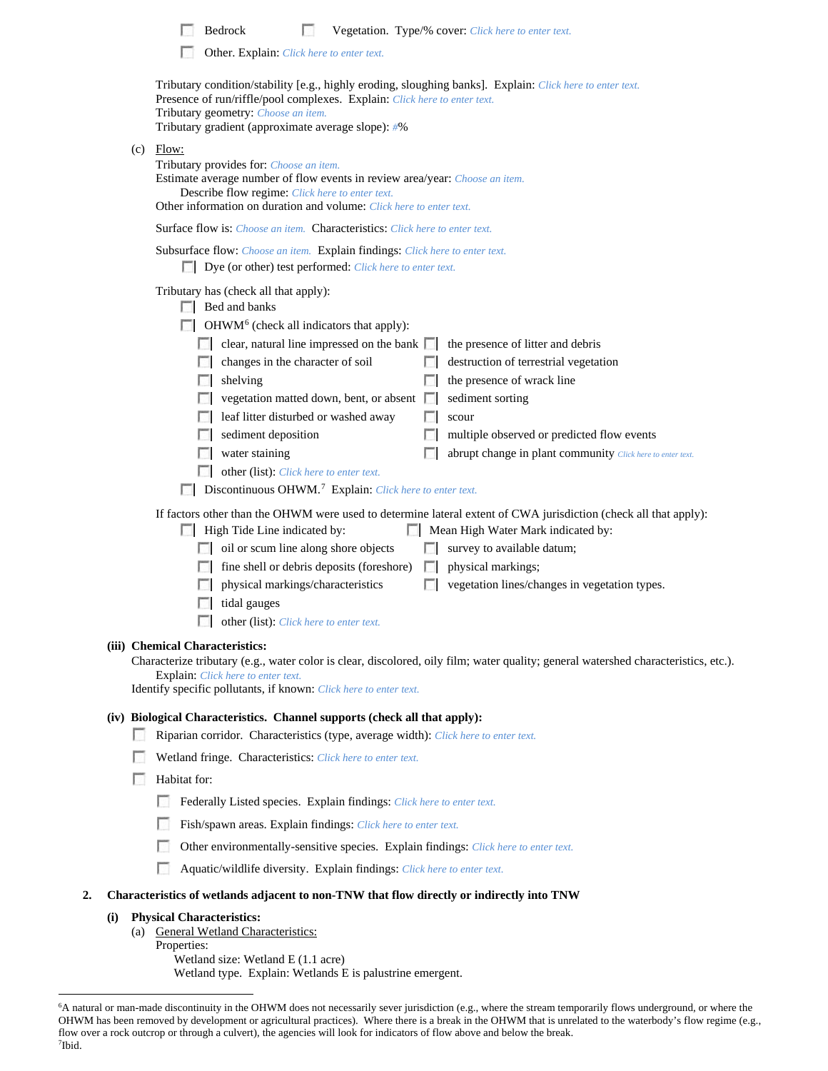☐ Bedrock ☐ Vegetation. Type/% cover: *Click here to enter text.*

☐ Other. Explain: *Click here to enter text.*

Tributary condition/stability [e.g., highly eroding, sloughing banks]. Explain: *Click here to enter text.*
Presence of run/riffle/pool complexes. Explain: *Click here to enter text.*
Tributary geometry: *Choose an item.*
Tributary gradient (approximate average slope): *#*%

(c) Flow:

Tributary provides for: *Choose an item.*
Estimate average number of flow events in review area/year: *Choose an item.*
Describe flow regime: *Click here to enter text.*
Other information on duration and volume: *Click here to enter text.*

Surface flow is: *Choose an item.* Characteristics: *Click here to enter text.*

Subsurface flow: *Choose an item.* Explain findings: *Click here to enter text.*
☐ Dye (or other) test performed: *Click here to enter text.*

Tributary has (check all that apply):

☐ Bed and banks

☐ OHWM[6] (check all indicators that apply):

- ☐ clear, natural line impressed on the bank
- ☐ changes in the character of soil
- ☐ shelving
- ☐ vegetation matted down, bent, or absent
- ☐ leaf litter disturbed or washed away
- ☐ sediment deposition
- ☐ water staining
- ☐ other (list): *Click here to enter text.*
- ☐ the presence of litter and debris
- ☐ destruction of terrestrial vegetation
- ☐ the presence of wrack line
- ☐ sediment sorting
- ☐ scour
- ☐ multiple observed or predicted flow events
- ☐ abrupt change in plant community *Click here to enter text.*

☐ Discontinuous OHWM.[7] Explain: *Click here to enter text.*

If factors other than the OHWM were used to determine lateral extent of CWA jurisdiction (check all that apply):

☐ High Tide Line indicated by:

- ☐ oil or scum line along shore objects
- ☐ fine shell or debris deposits (foreshore)
- ☐ physical markings/characteristics
- ☐ tidal gauges
- ☐ other (list): *Click here to enter text.*

☐ Mean High Water Mark indicated by:

- ☐ survey to available datum;
- ☐ physical markings;
- ☐ vegetation lines/changes in vegetation types.

**(iii) Chemical Characteristics:**

Characterize tributary (e.g., water color is clear, discolored, oily film; water quality; general watershed characteristics, etc.).
Explain: *Click here to enter text.*
Identify specific pollutants, if known: *Click here to enter text.*

**(iv) Biological Characteristics. Channel supports (check all that apply):**

☐ Riparian corridor. Characteristics (type, average width): *Click here to enter text.*

☐ Wetland fringe. Characteristics: *Click here to enter text.*

☐ Habitat for:

- ☐ Federally Listed species. Explain findings: *Click here to enter text.*
- ☐ Fish/spawn areas. Explain findings: *Click here to enter text.*
- ☐ Other environmentally-sensitive species. Explain findings: *Click here to enter text.*
- ☐ Aquatic/wildlife diversity. Explain findings: *Click here to enter text.*

**2. Characteristics of wetlands adjacent to non-TNW that flow directly or indirectly into TNW**

**(i) Physical Characteristics:**

(a) General Wetland Characteristics:

Properties:
Wetland size: Wetland E (1.1 acre)
Wetland type. Explain: Wetlands E is palustrine emergent.

---

[6]A natural or man-made discontinuity in the OHWM does not necessarily sever jurisdiction (e.g., where the stream temporarily flows underground, or where the OHWM has been removed by development or agricultural practices). Where there is a break in the OHWM that is unrelated to the waterbody's flow regime (e.g., flow over a rock outcrop or through a culvert), the agencies will look for indicators of flow above and below the break.
[7]Ibid.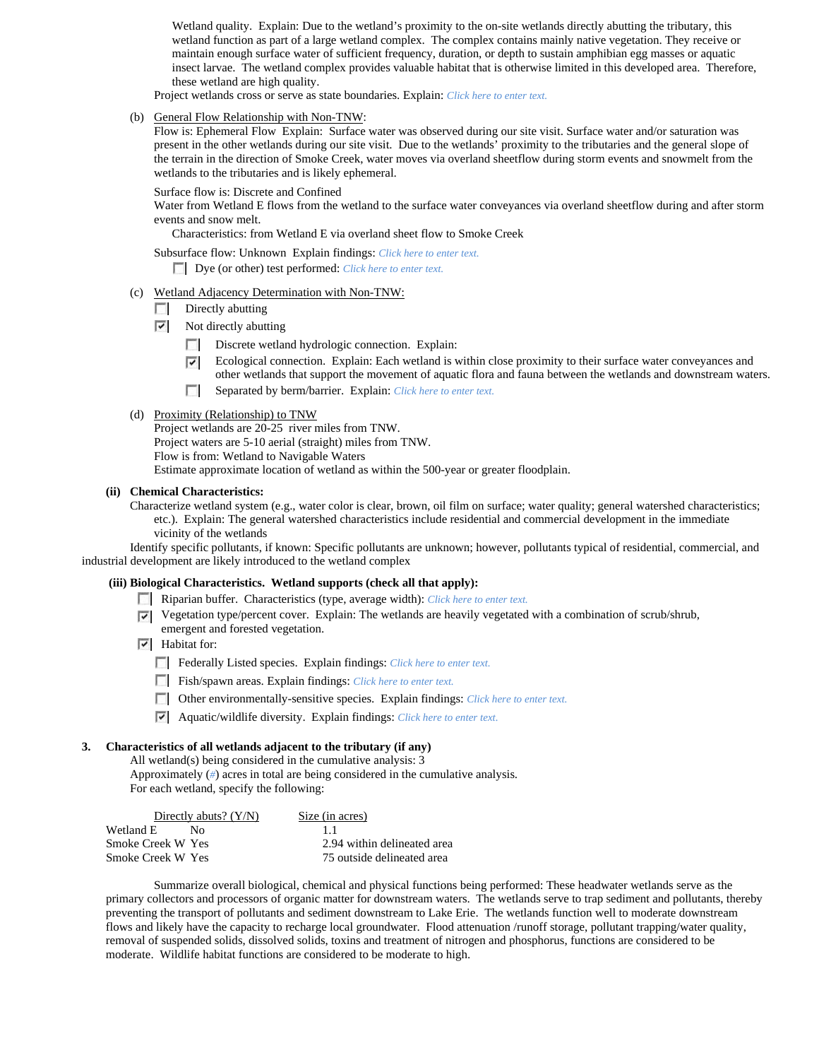Wetland quality. Explain: Due to the wetland's proximity to the on-site wetlands directly abutting the tributary, this wetland function as part of a large wetland complex. The complex contains mainly native vegetation. They receive or maintain enough surface water of sufficient frequency, duration, or depth to sustain amphibian egg masses or aquatic insect larvae. The wetland complex provides valuable habitat that is otherwise limited in this developed area. Therefore, these wetland are high quality.

Project wetlands cross or serve as state boundaries. Explain: *Click here to enter text.*

(b) General Flow Relationship with Non-TNW:
Flow is: Ephemeral Flow Explain: Surface water was observed during our site visit. Surface water and/or saturation was present in the other wetlands during our site visit. Due to the wetlands' proximity to the tributaries and the general slope of the terrain in the direction of Smoke Creek, water moves via overland sheetflow during storm events and snowmelt from the wetlands to the tributaries and is likely ephemeral.

Surface flow is: Discrete and Confined
Water from Wetland E flows from the wetland to the surface water conveyances via overland sheetflow during and after storm events and snow melt.
Characteristics: from Wetland E via overland sheet flow to Smoke Creek

Subsurface flow: Unknown Explain findings: *Click here to enter text.*
☐ Dye (or other) test performed: *Click here to enter text.*

(c) Wetland Adjacency Determination with Non-TNW:
☐ Directly abutting
☑ Not directly abutting
☐ Discrete wetland hydrologic connection. Explain:
☑ Ecological connection. Explain: Each wetland is within close proximity to their surface water conveyances and other wetlands that support the movement of aquatic flora and fauna between the wetlands and downstream waters.
☐ Separated by berm/barrier. Explain: *Click here to enter text.*

(d) Proximity (Relationship) to TNW
Project wetlands are 20-25 river miles from TNW.
Project waters are 5-10 aerial (straight) miles from TNW.
Flow is from: Wetland to Navigable Waters
Estimate approximate location of wetland as within the 500-year or greater floodplain.

**(ii) Chemical Characteristics:**
Characterize wetland system (e.g., water color is clear, brown, oil film on surface; water quality; general watershed characteristics; etc.). Explain: The general watershed characteristics include residential and commercial development in the immediate vicinity of the wetlands
Identify specific pollutants, if known: Specific pollutants are unknown; however, pollutants typical of residential, commercial, and industrial development are likely introduced to the wetland complex

**(iii) Biological Characteristics. Wetland supports (check all that apply):**
☐ Riparian buffer. Characteristics (type, average width): *Click here to enter text.*
☑ Vegetation type/percent cover. Explain: The wetlands are heavily vegetated with a combination of scrub/shrub, emergent and forested vegetation.
☑ Habitat for:
☐ Federally Listed species. Explain findings: *Click here to enter text.*
☐ Fish/spawn areas. Explain findings: *Click here to enter text.*
☐ Other environmentally-sensitive species. Explain findings: *Click here to enter text.*
☑ Aquatic/wildlife diversity. Explain findings: *Click here to enter text.*

**3. Characteristics of all wetlands adjacent to the tributary (if any)**
All wetland(s) being considered in the cumulative analysis: 3
Approximately (*#*) acres in total are being considered in the cumulative analysis.
For each wetland, specify the following:

| | Directly abuts? (Y/N) | Size (in acres) |
|---|---|---|
| Wetland E | No | 1.1 |
| Smoke Creek W | Yes | 2.94 within delineated area |
| Smoke Creek W | Yes | 75 outside delineated area |

Summarize overall biological, chemical and physical functions being performed: These headwater wetlands serve as the primary collectors and processors of organic matter for downstream waters. The wetlands serve to trap sediment and pollutants, thereby preventing the transport of pollutants and sediment downstream to Lake Erie. The wetlands function well to moderate downstream flows and likely have the capacity to recharge local groundwater. Flood attenuation /runoff storage, pollutant trapping/water quality, removal of suspended solids, dissolved solids, toxins and treatment of nitrogen and phosphorus, functions are considered to be moderate. Wildlife habitat functions are considered to be moderate to high.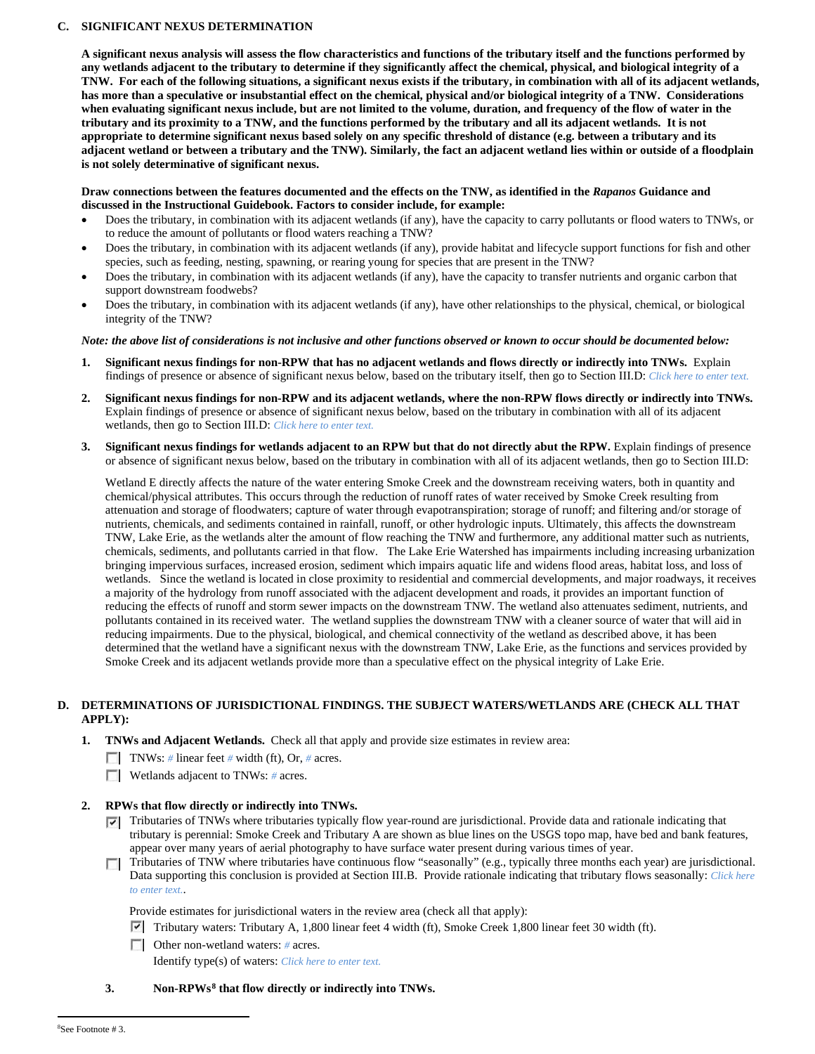**C. SIGNIFICANT NEXUS DETERMINATION**

**A significant nexus analysis will assess the flow characteristics and functions of the tributary itself and the functions performed by any wetlands adjacent to the tributary to determine if they significantly affect the chemical, physical, and biological integrity of a TNW. For each of the following situations, a significant nexus exists if the tributary, in combination with all of its adjacent wetlands, has more than a speculative or insubstantial effect on the chemical, physical and/or biological integrity of a TNW. Considerations when evaluating significant nexus include, but are not limited to the volume, duration, and frequency of the flow of water in the tributary and its proximity to a TNW, and the functions performed by the tributary and all its adjacent wetlands. It is not appropriate to determine significant nexus based solely on any specific threshold of distance (e.g. between a tributary and its adjacent wetland or between a tributary and the TNW). Similarly, the fact an adjacent wetland lies within or outside of a floodplain is not solely determinative of significant nexus.**

**Draw connections between the features documented and the effects on the TNW, as identified in the *Rapanos* Guidance and discussed in the Instructional Guidebook. Factors to consider include, for example:**

- Does the tributary, in combination with its adjacent wetlands (if any), have the capacity to carry pollutants or flood waters to TNWs, or to reduce the amount of pollutants or flood waters reaching a TNW?
- Does the tributary, in combination with its adjacent wetlands (if any), provide habitat and lifecycle support functions for fish and other species, such as feeding, nesting, spawning, or rearing young for species that are present in the TNW?
- Does the tributary, in combination with its adjacent wetlands (if any), have the capacity to transfer nutrients and organic carbon that support downstream foodwebs?
- Does the tributary, in combination with its adjacent wetlands (if any), have other relationships to the physical, chemical, or biological integrity of the TNW?

***Note: the above list of considerations is not inclusive and other functions observed or known to occur should be documented below:***

1. **Significant nexus findings for non-RPW that has no adjacent wetlands and flows directly or indirectly into TNWs.** Explain findings of presence or absence of significant nexus below, based on the tributary itself, then go to Section III.D: *Click here to enter text.*

2. **Significant nexus findings for non-RPW and its adjacent wetlands, where the non-RPW flows directly or indirectly into TNWs.** Explain findings of presence or absence of significant nexus below, based on the tributary in combination with all of its adjacent wetlands, then go to Section III.D: *Click here to enter text.*

3. **Significant nexus findings for wetlands adjacent to an RPW but that do not directly abut the RPW.** Explain findings of presence or absence of significant nexus below, based on the tributary in combination with all of its adjacent wetlands, then go to Section III.D:

   Wetland E directly affects the nature of the water entering Smoke Creek and the downstream receiving waters, both in quantity and chemical/physical attributes. This occurs through the reduction of runoff rates of water received by Smoke Creek resulting from attenuation and storage of floodwaters; capture of water through evapotranspiration; storage of runoff; and filtering and/or storage of nutrients, chemicals, and sediments contained in rainfall, runoff, or other hydrologic inputs. Ultimately, this affects the downstream TNW, Lake Erie, as the wetlands alter the amount of flow reaching the TNW and furthermore, any additional matter such as nutrients, chemicals, sediments, and pollutants carried in that flow. The Lake Erie Watershed has impairments including increasing urbanization bringing impervious surfaces, increased erosion, sediment which impairs aquatic life and widens flood areas, habitat loss, and loss of wetlands. Since the wetland is located in close proximity to residential and commercial developments, and major roadways, it receives a majority of the hydrology from runoff associated with the adjacent development and roads, it provides an important function of reducing the effects of runoff and storm sewer impacts on the downstream TNW. The wetland also attenuates sediment, nutrients, and pollutants contained in its received water. The wetland supplies the downstream TNW with a cleaner source of water that will aid in reducing impairments. Due to the physical, biological, and chemical connectivity of the wetland as described above, it has been determined that the wetland have a significant nexus with the downstream TNW, Lake Erie, as the functions and services provided by Smoke Creek and its adjacent wetlands provide more than a speculative effect on the physical integrity of Lake Erie.

**D. DETERMINATIONS OF JURISDICTIONAL FINDINGS. THE SUBJECT WATERS/WETLANDS ARE (CHECK ALL THAT APPLY):**

1. **TNWs and Adjacent Wetlands.** Check all that apply and provide size estimates in review area:
   - ☐ TNWs: *#* linear feet *#* width (ft), Or, *#* acres.
   - ☐ Wetlands adjacent to TNWs: *#* acres.

2. **RPWs that flow directly or indirectly into TNWs.**
   - ☑ Tributaries of TNWs where tributaries typically flow year-round are jurisdictional. Provide data and rationale indicating that tributary is perennial: Smoke Creek and Tributary A are shown as blue lines on the USGS topo map, have bed and bank features, appear over many years of aerial photography to have surface water present during various times of year.
   - ☐ Tributaries of TNW where tributaries have continuous flow "seasonally" (e.g., typically three months each year) are jurisdictional. Data supporting this conclusion is provided at Section III.B. Provide rationale indicating that tributary flows seasonally: *Click here to enter text.*.

   Provide estimates for jurisdictional waters in the review area (check all that apply):
   - ☑ Tributary waters: Tributary A, 1,800 linear feet 4 width (ft), Smoke Creek 1,800 linear feet 30 width (ft).
   - ☐ Other non-wetland waters: *#* acres.
     Identify type(s) of waters: *Click here to enter text.*

3. **Non-RPWs[8] that flow directly or indirectly into TNWs.**

[8]See Footnote # 3.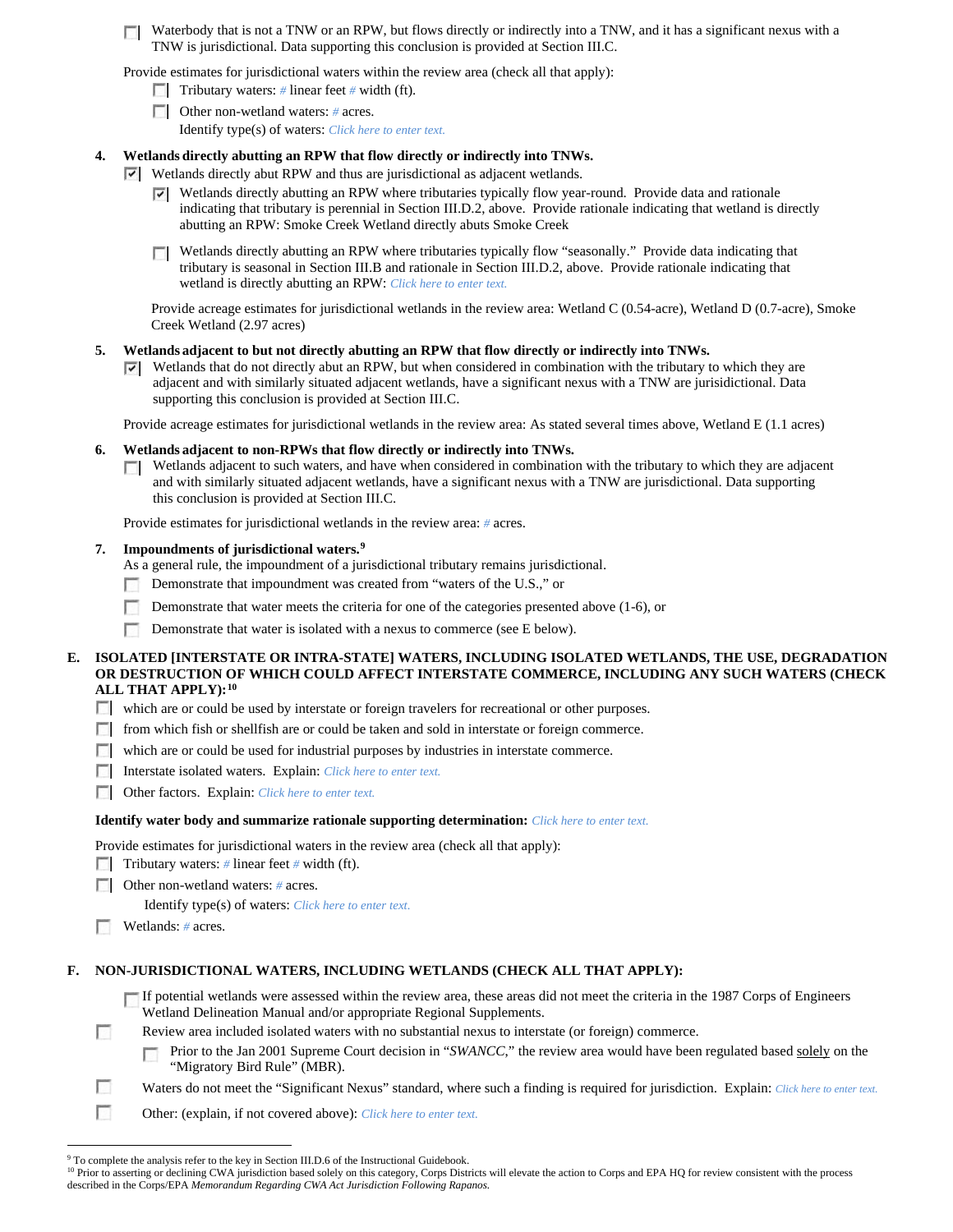- [ ] Waterbody that is not a TNW or an RPW, but flows directly or indirectly into a TNW, and it has a significant nexus with a TNW is jurisdictional. Data supporting this conclusion is provided at Section III.C.

Provide estimates for jurisdictional waters within the review area (check all that apply):

- [ ] Tributary waters: # linear feet # width (ft).
- [ ] Other non-wetland waters: # acres.

  Identify type(s) of waters: Click here to enter text.

**4. Wetlands directly abutting an RPW that flow directly or indirectly into TNWs.**

- [x] Wetlands directly abut RPW and thus are jurisdictional as adjacent wetlands.
  - [x] Wetlands directly abutting an RPW where tributaries typically flow year-round. Provide data and rationale indicating that tributary is perennial in Section III.D.2, above. Provide rationale indicating that wetland is directly abutting an RPW: Smoke Creek Wetland directly abuts Smoke Creek
  - [ ] Wetlands directly abutting an RPW where tributaries typically flow "seasonally." Provide data indicating that tributary is seasonal in Section III.B and rationale in Section III.D.2, above. Provide rationale indicating that wetland is directly abutting an RPW: Click here to enter text.

  Provide acreage estimates for jurisdictional wetlands in the review area: Wetland C (0.54-acre), Wetland D (0.7-acre), Smoke Creek Wetland (2.97 acres)

**5. Wetlands adjacent to but not directly abutting an RPW that flow directly or indirectly into TNWs.**

- [x] Wetlands that do not directly abut an RPW, but when considered in combination with the tributary to which they are adjacent and with similarly situated adjacent wetlands, have a significant nexus with a TNW are jurisidictional. Data supporting this conclusion is provided at Section III.C.

Provide acreage estimates for jurisdictional wetlands in the review area: As stated several times above, Wetland E (1.1 acres)

**6. Wetlands adjacent to non-RPWs that flow directly or indirectly into TNWs.**

- [ ] Wetlands adjacent to such waters, and have when considered in combination with the tributary to which they are adjacent and with similarly situated adjacent wetlands, have a significant nexus with a TNW are jurisdictional. Data supporting this conclusion is provided at Section III.C.

Provide estimates for jurisdictional wetlands in the review area: # acres.

**7. Impoundments of jurisdictional waters.**[9]

As a general rule, the impoundment of a jurisdictional tributary remains jurisdictional.

- [ ] Demonstrate that impoundment was created from "waters of the U.S.," or
- [ ] Demonstrate that water meets the criteria for one of the categories presented above (1-6), or
- [ ] Demonstrate that water is isolated with a nexus to commerce (see E below).

## E. ISOLATED [INTERSTATE OR INTRA-STATE] WATERS, INCLUDING ISOLATED WETLANDS, THE USE, DEGRADATION OR DESTRUCTION OF WHICH COULD AFFECT INTERSTATE COMMERCE, INCLUDING ANY SUCH WATERS (CHECK ALL THAT APPLY):[10]

- [ ] which are or could be used by interstate or foreign travelers for recreational or other purposes.
- [ ] from which fish or shellfish are or could be taken and sold in interstate or foreign commerce.
- [ ] which are or could be used for industrial purposes by industries in interstate commerce.
- [ ] Interstate isolated waters. Explain: Click here to enter text.
- [ ] Other factors. Explain: Click here to enter text.

**Identify water body and summarize rationale supporting determination:** Click here to enter text.

Provide estimates for jurisdictional waters in the review area (check all that apply):

- [ ] Tributary waters: # linear feet # width (ft).
- [ ] Other non-wetland waters: # acres.

  Identify type(s) of waters: Click here to enter text.
- [ ] Wetlands: # acres.

## F. NON-JURISDICTIONAL WATERS, INCLUDING WETLANDS (CHECK ALL THAT APPLY):

- [ ] If potential wetlands were assessed within the review area, these areas did not meet the criteria in the 1987 Corps of Engineers Wetland Delineation Manual and/or appropriate Regional Supplements.
- [ ] Review area included isolated waters with no substantial nexus to interstate (or foreign) commerce.
  - [ ] Prior to the Jan 2001 Supreme Court decision in "*SWANCC*," the review area would have been regulated based solely on the "Migratory Bird Rule" (MBR).
- [ ] Waters do not meet the "Significant Nexus" standard, where such a finding is required for jurisdiction. Explain: Click here to enter text.
- [ ] Other: (explain, if not covered above): Click here to enter text.

---

[9] To complete the analysis refer to the key in Section III.D.6 of the Instructional Guidebook.

[10] Prior to asserting or declining CWA jurisdiction based solely on this category, Corps Districts will elevate the action to Corps and EPA HQ for review consistent with the process described in the Corps/EPA *Memorandum Regarding CWA Act Jurisdiction Following Rapanos.*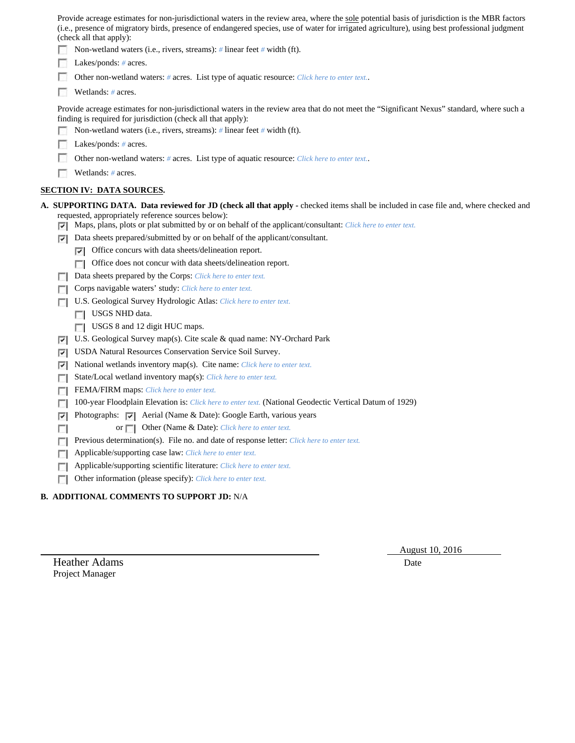Provide acreage estimates for non-jurisdictional waters in the review area, where the sole potential basis of jurisdiction is the MBR factors (i.e., presence of migratory birds, presence of endangered species, use of water for irrigated agriculture), using best professional judgment (check all that apply):

- ☐ Non-wetland waters (i.e., rivers, streams): # linear feet # width (ft).
- ☐ Lakes/ponds: # acres.
- ☐ Other non-wetland waters: # acres. List type of aquatic resource: Click here to enter text..
- ☐ Wetlands: # acres.

Provide acreage estimates for non-jurisdictional waters in the review area that do not meet the "Significant Nexus" standard, where such a finding is required for jurisdiction (check all that apply):

- ☐ Non-wetland waters (i.e., rivers, streams): # linear feet # width (ft).
- ☐ Lakes/ponds: # acres.
- ☐ Other non-wetland waters: # acres. List type of aquatic resource: Click here to enter text..
- ☐ Wetlands: # acres.

## SECTION IV: DATA SOURCES.

**A. SUPPORTING DATA. Data reviewed for JD (check all that apply** - checked items shall be included in case file and, where checked and requested, appropriately reference sources below):

- ☑ Maps, plans, plots or plat submitted by or on behalf of the applicant/consultant: Click here to enter text.
- ☑ Data sheets prepared/submitted by or on behalf of the applicant/consultant.
  - ☑ Office concurs with data sheets/delineation report.
  - ☐ Office does not concur with data sheets/delineation report.
- ☐ Data sheets prepared by the Corps: Click here to enter text.
- ☐ Corps navigable waters' study: Click here to enter text.
- ☐ U.S. Geological Survey Hydrologic Atlas: Click here to enter text.
  - ☐ USGS NHD data.
  - ☐ USGS 8 and 12 digit HUC maps.
- ☑ U.S. Geological Survey map(s). Cite scale & quad name: NY-Orchard Park
- ☑ USDA Natural Resources Conservation Service Soil Survey.
- ☑ National wetlands inventory map(s). Cite name: Click here to enter text.
- ☐ State/Local wetland inventory map(s): Click here to enter text.
- ☐ FEMA/FIRM maps: Click here to enter text.
- ☐ 100-year Floodplain Elevation is: Click here to enter text. (National Geodectic Vertical Datum of 1929)
- ☑ Photographs: ☑ Aerial (Name & Date): Google Earth, various years
- ☐ or ☐ Other (Name & Date): Click here to enter text.
- ☐ Previous determination(s). File no. and date of response letter: Click here to enter text.
- ☐ Applicable/supporting case law: Click here to enter text.
- ☐ Applicable/supporting scientific literature: Click here to enter text.
- ☐ Other information (please specify): Click here to enter text.

**B. ADDITIONAL COMMENTS TO SUPPORT JD:** N/A

Heather Adams
Project Manager

August 10, 2016
Date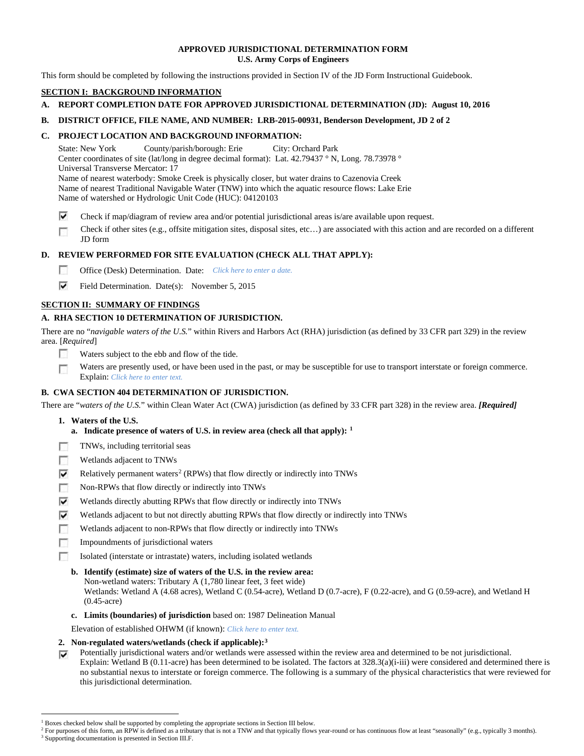**APPROVED JURISDICTIONAL DETERMINATION FORM**
**U.S. Army Corps of Engineers**

This form should be completed by following the instructions provided in Section IV of the JD Form Instructional Guidebook.

## SECTION I: BACKGROUND INFORMATION

**A. REPORT COMPLETION DATE FOR APPROVED JURISDICTIONAL DETERMINATION (JD): August 10, 2016**

**B. DISTRICT OFFICE, FILE NAME, AND NUMBER: LRB-2015-00931, Benderson Development, JD 2 of 2**

**C. PROJECT LOCATION AND BACKGROUND INFORMATION:**

State: New York County/parish/borough: Erie City: Orchard Park
Center coordinates of site (lat/long in degree decimal format): Lat. 42.79437 ° N, Long. 78.73978 °
Universal Transverse Mercator: 17
Name of nearest waterbody: Smoke Creek is physically closer, but water drains to Cazenovia Creek
Name of nearest Traditional Navigable Water (TNW) into which the aquatic resource flows: Lake Erie
Name of watershed or Hydrologic Unit Code (HUC): 04120103

- [x] Check if map/diagram of review area and/or potential jurisdictional areas is/are available upon request.
- [ ] Check if other sites (e.g., offsite mitigation sites, disposal sites, etc…) are associated with this action and are recorded on a different JD form

**D. REVIEW PERFORMED FOR SITE EVALUATION (CHECK ALL THAT APPLY):**

- [ ] Office (Desk) Determination. Date: *Click here to enter a date.*
- [x] Field Determination. Date(s): November 5, 2015

## SECTION II: SUMMARY OF FINDINGS

**A. RHA SECTION 10 DETERMINATION OF JURISDICTION.**

There are no "*navigable waters of the U.S.*" within Rivers and Harbors Act (RHA) jurisdiction (as defined by 33 CFR part 329) in the review area. [*Required*]

- [ ] Waters subject to the ebb and flow of the tide.
- [ ] Waters are presently used, or have been used in the past, or may be susceptible for use to transport interstate or foreign commerce. Explain: *Click here to enter text.*

**B. CWA SECTION 404 DETERMINATION OF JURISDICTION.**

There are "*waters of the U.S.*" within Clean Water Act (CWA) jurisdiction (as defined by 33 CFR part 328) in the review area. ***[Required]***

**1. Waters of the U.S.**

**a. Indicate presence of waters of U.S. in review area (check all that apply):** [1]

- [ ] TNWs, including territorial seas
- [ ] Wetlands adjacent to TNWs
- [x] Relatively permanent waters[2] (RPWs) that flow directly or indirectly into TNWs
- [ ] Non-RPWs that flow directly or indirectly into TNWs
- [x] Wetlands directly abutting RPWs that flow directly or indirectly into TNWs
- [x] Wetlands adjacent to but not directly abutting RPWs that flow directly or indirectly into TNWs
- [ ] Wetlands adjacent to non-RPWs that flow directly or indirectly into TNWs
- [ ] Impoundments of jurisdictional waters
- [ ] Isolated (interstate or intrastate) waters, including isolated wetlands

**b. Identify (estimate) size of waters of the U.S. in the review area:**
Non-wetland waters: Tributary A (1,780 linear feet, 3 feet wide)
Wetlands: Wetland A (4.68 acres), Wetland C (0.54-acre), Wetland D (0.7-acre), F (0.22-acre), and G (0.59-acre), and Wetland H (0.45-acre)

**c. Limits (boundaries) of jurisdiction** based on: 1987 Delineation Manual

Elevation of established OHWM (if known): *Click here to enter text.*

**2. Non-regulated waters/wetlands (check if applicable):**[3]

- [x] Potentially jurisdictional waters and/or wetlands were assessed within the review area and determined to be not jurisdictional. Explain: Wetland B (0.11-acre) has been determined to be isolated. The factors at 328.3(a)(i-iii) were considered and determined there is no substantial nexus to interstate or foreign commerce. The following is a summary of the physical characteristics that were reviewed for this jurisdictional determination.

---

[1] Boxes checked below shall be supported by completing the appropriate sections in Section III below.
[2] For purposes of this form, an RPW is defined as a tributary that is not a TNW and that typically flows year-round or has continuous flow at least "seasonally" (e.g., typically 3 months).
[3] Supporting documentation is presented in Section III.F.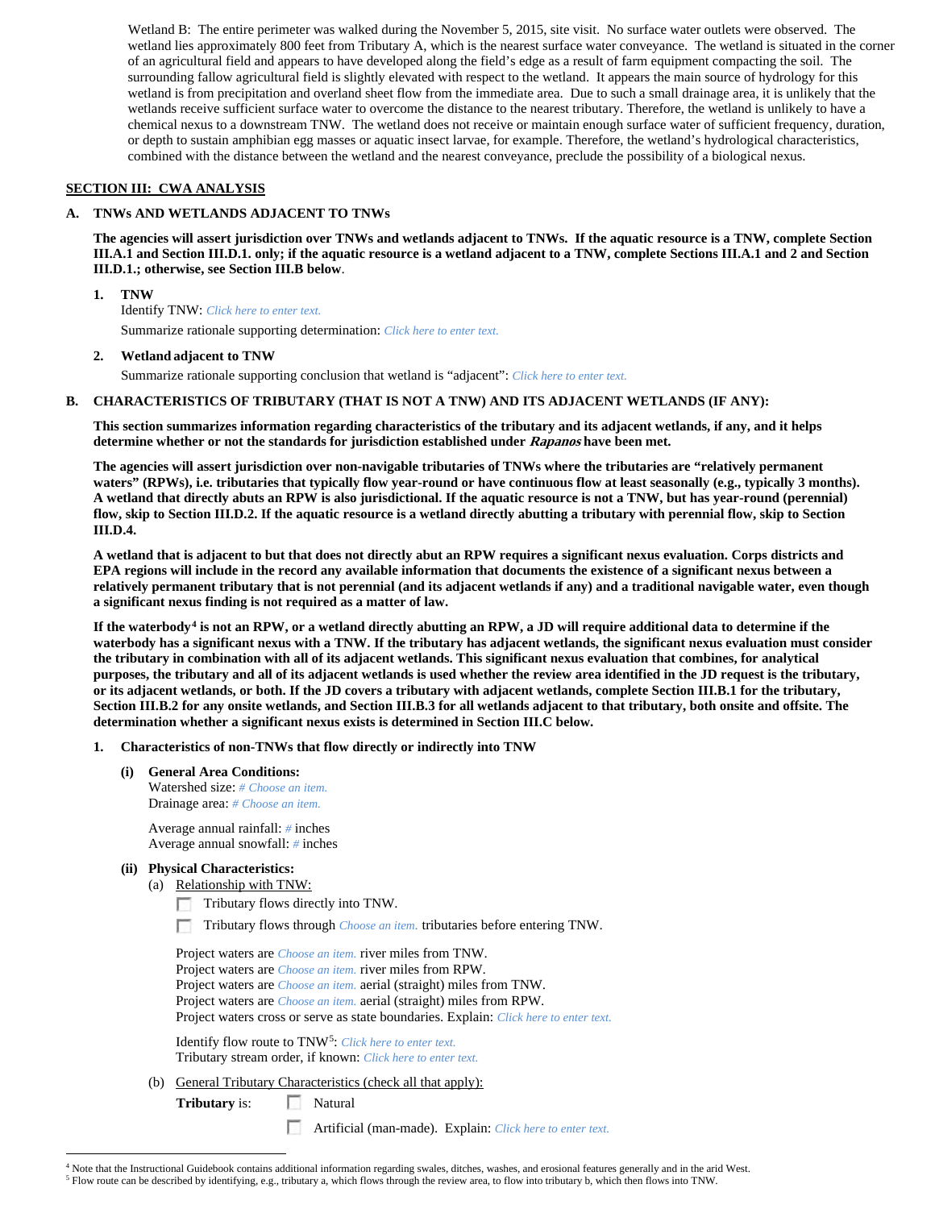Wetland B: The entire perimeter was walked during the November 5, 2015, site visit. No surface water outlets were observed. The wetland lies approximately 800 feet from Tributary A, which is the nearest surface water conveyance. The wetland is situated in the corner of an agricultural field and appears to have developed along the field's edge as a result of farm equipment compacting the soil. The surrounding fallow agricultural field is slightly elevated with respect to the wetland. It appears the main source of hydrology for this wetland is from precipitation and overland sheet flow from the immediate area. Due to such a small drainage area, it is unlikely that the wetlands receive sufficient surface water to overcome the distance to the nearest tributary. Therefore, the wetland is unlikely to have a chemical nexus to a downstream TNW. The wetland does not receive or maintain enough surface water of sufficient frequency, duration, or depth to sustain amphibian egg masses or aquatic insect larvae, for example. Therefore, the wetland's hydrological characteristics, combined with the distance between the wetland and the nearest conveyance, preclude the possibility of a biological nexus.

## SECTION III: CWA ANALYSIS

### A. TNWs AND WETLANDS ADJACENT TO TNWs

**The agencies will assert jurisdiction over TNWs and wetlands adjacent to TNWs. If the aquatic resource is a TNW, complete Section III.A.1 and Section III.D.1. only; if the aquatic resource is a wetland adjacent to a TNW, complete Sections III.A.1 and 2 and Section III.D.1.; otherwise, see Section III.B below.**

**1. TNW**

Identify TNW: *Click here to enter text.*

Summarize rationale supporting determination: *Click here to enter text.*

**2. Wetland adjacent to TNW**

Summarize rationale supporting conclusion that wetland is "adjacent": *Click here to enter text.*

### B. CHARACTERISTICS OF TRIBUTARY (THAT IS NOT A TNW) AND ITS ADJACENT WETLANDS (IF ANY):

**This section summarizes information regarding characteristics of the tributary and its adjacent wetlands, if any, and it helps determine whether or not the standards for jurisdiction established under *Rapanos* have been met.**

**The agencies will assert jurisdiction over non-navigable tributaries of TNWs where the tributaries are "relatively permanent waters" (RPWs), i.e. tributaries that typically flow year-round or have continuous flow at least seasonally (e.g., typically 3 months). A wetland that directly abuts an RPW is also jurisdictional. If the aquatic resource is not a TNW, but has year-round (perennial) flow, skip to Section III.D.2. If the aquatic resource is a wetland directly abutting a tributary with perennial flow, skip to Section III.D.4.**

**A wetland that is adjacent to but that does not directly abut an RPW requires a significant nexus evaluation. Corps districts and EPA regions will include in the record any available information that documents the existence of a significant nexus between a relatively permanent tributary that is not perennial (and its adjacent wetlands if any) and a traditional navigable water, even though a significant nexus finding is not required as a matter of law.**

**If the waterbody[4] is not an RPW, or a wetland directly abutting an RPW, a JD will require additional data to determine if the waterbody has a significant nexus with a TNW. If the tributary has adjacent wetlands, the significant nexus evaluation must consider the tributary in combination with all of its adjacent wetlands. This significant nexus evaluation that combines, for analytical purposes, the tributary and all of its adjacent wetlands is used whether the review area identified in the JD request is the tributary, or its adjacent wetlands, or both. If the JD covers a tributary with adjacent wetlands, complete Section III.B.1 for the tributary, Section III.B.2 for any onsite wetlands, and Section III.B.3 for all wetlands adjacent to that tributary, both onsite and offsite. The determination whether a significant nexus exists is determined in Section III.C below.**

**1. Characteristics of non-TNWs that flow directly or indirectly into TNW**

**(i) General Area Conditions:**

Watershed size: *# Choose an item.*
Drainage area: *# Choose an item.*

Average annual rainfall: *#* inches
Average annual snowfall: *#* inches

**(ii) Physical Characteristics:**

(a) Relationship with TNW:

☐ Tributary flows directly into TNW.

☐ Tributary flows through *Choose an item.* tributaries before entering TNW.

Project waters are *Choose an item.* river miles from TNW.
Project waters are *Choose an item.* river miles from RPW.
Project waters are *Choose an item.* aerial (straight) miles from TNW.
Project waters are *Choose an item.* aerial (straight) miles from RPW.
Project waters cross or serve as state boundaries. Explain: *Click here to enter text.*

Identify flow route to TNW[5]: *Click here to enter text.*
Tributary stream order, if known: *Click here to enter text.*

(b) General Tributary Characteristics (check all that apply):

**Tributary** is: ☐ Natural

☐ Artificial (man-made). Explain: *Click here to enter text.*

---

[4] Note that the Instructional Guidebook contains additional information regarding swales, ditches, washes, and erosional features generally and in the arid West.

[5] Flow route can be described by identifying, e.g., tributary a, which flows through the review area, to flow into tributary b, which then flows into TNW.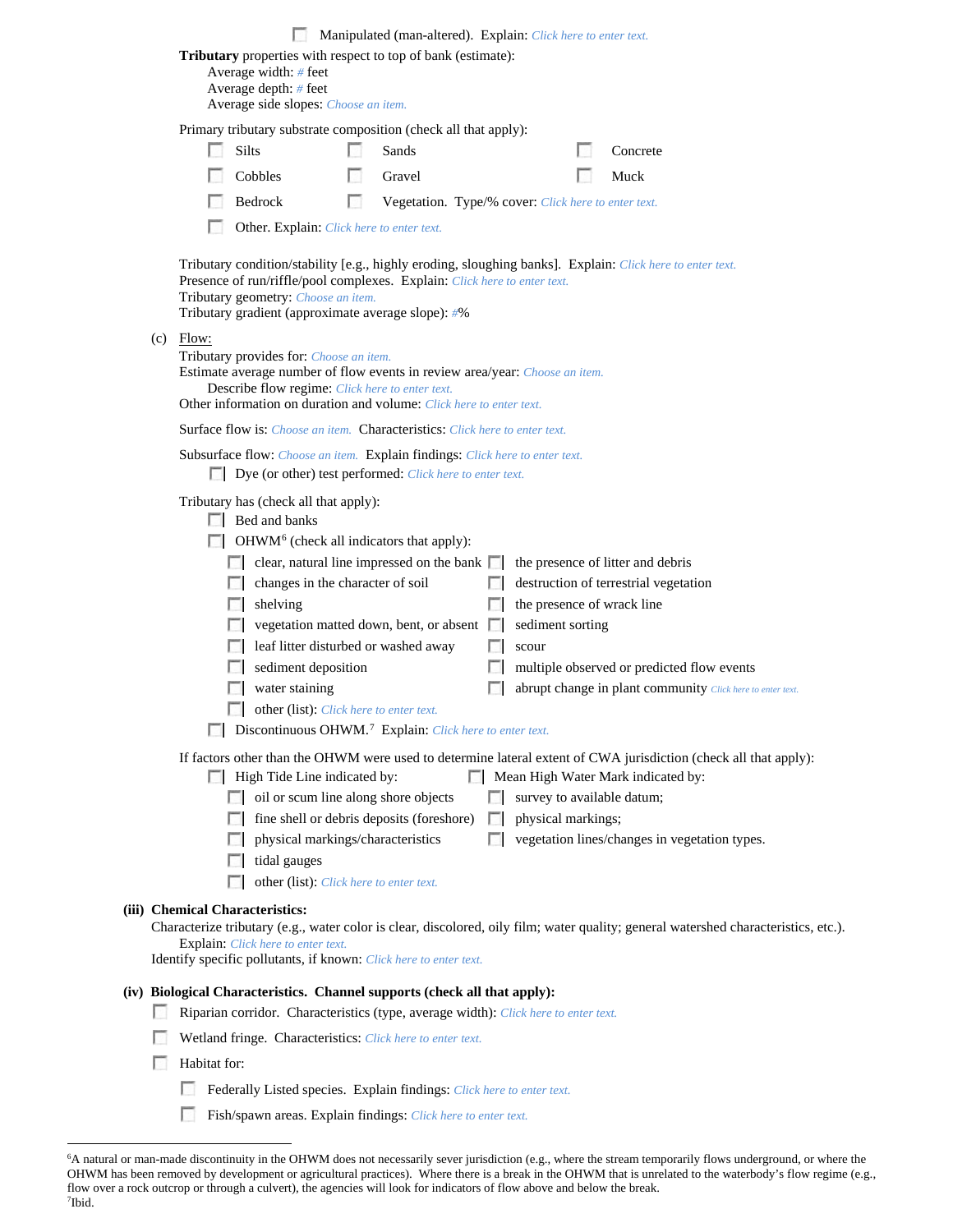☐ Manipulated (man-altered). Explain: *Click here to enter text.*

**Tributary** properties with respect to top of bank (estimate):
Average width: # feet
Average depth: # feet
Average side slopes: *Choose an item.*

Primary tributary substrate composition (check all that apply):

☐ Silts ☐ Sands ☐ Concrete
☐ Cobbles ☐ Gravel ☐ Muck
☐ Bedrock ☐ Vegetation. Type/% cover: *Click here to enter text.*
☐ Other. Explain: *Click here to enter text.*

Tributary condition/stability [e.g., highly eroding, sloughing banks]. Explain: *Click here to enter text.*
Presence of run/riffle/pool complexes. Explain: *Click here to enter text.*
Tributary geometry: *Choose an item.*
Tributary gradient (approximate average slope): #%

(c) Flow:
Tributary provides for: *Choose an item.*
Estimate average number of flow events in review area/year: *Choose an item.*
Describe flow regime: *Click here to enter text.*
Other information on duration and volume: *Click here to enter text.*

Surface flow is: *Choose an item.* Characteristics: *Click here to enter text.*

Subsurface flow: *Choose an item.* Explain findings: *Click here to enter text.*
☐ Dye (or other) test performed: *Click here to enter text.*

Tributary has (check all that apply):
☐ Bed and banks
☐ OHWM[6] (check all indicators that apply):
☐ clear, natural line impressed on the bank ☐ the presence of litter and debris
☐ changes in the character of soil ☐ destruction of terrestrial vegetation
☐ shelving ☐ the presence of wrack line
☐ vegetation matted down, bent, or absent ☐ sediment sorting
☐ leaf litter disturbed or washed away ☐ scour
☐ sediment deposition ☐ multiple observed or predicted flow events
☐ water staining ☐ abrupt change in plant community *Click here to enter text.*
☐ other (list): *Click here to enter text.*
☐ Discontinuous OHWM.[7] Explain: *Click here to enter text.*

If factors other than the OHWM were used to determine lateral extent of CWA jurisdiction (check all that apply):
☐ High Tide Line indicated by: ☐ Mean High Water Mark indicated by:
☐ oil or scum line along shore objects ☐ survey to available datum;
☐ fine shell or debris deposits (foreshore) ☐ physical markings;
☐ physical markings/characteristics ☐ vegetation lines/changes in vegetation types.
☐ tidal gauges
☐ other (list): *Click here to enter text.*

**(iii) Chemical Characteristics:**
Characterize tributary (e.g., water color is clear, discolored, oily film; water quality; general watershed characteristics, etc.).
Explain: *Click here to enter text.*
Identify specific pollutants, if known: *Click here to enter text.*

**(iv) Biological Characteristics. Channel supports (check all that apply):**
☐ Riparian corridor. Characteristics (type, average width): *Click here to enter text.*
☐ Wetland fringe. Characteristics: *Click here to enter text.*
☐ Habitat for:
☐ Federally Listed species. Explain findings: *Click here to enter text.*
☐ Fish/spawn areas. Explain findings: *Click here to enter text.*

---

[6]A natural or man-made discontinuity in the OHWM does not necessarily sever jurisdiction (e.g., where the stream temporarily flows underground, or where the OHWM has been removed by development or agricultural practices). Where there is a break in the OHWM that is unrelated to the waterbody's flow regime (e.g., flow over a rock outcrop or through a culvert), the agencies will look for indicators of flow above and below the break.
[7]Ibid.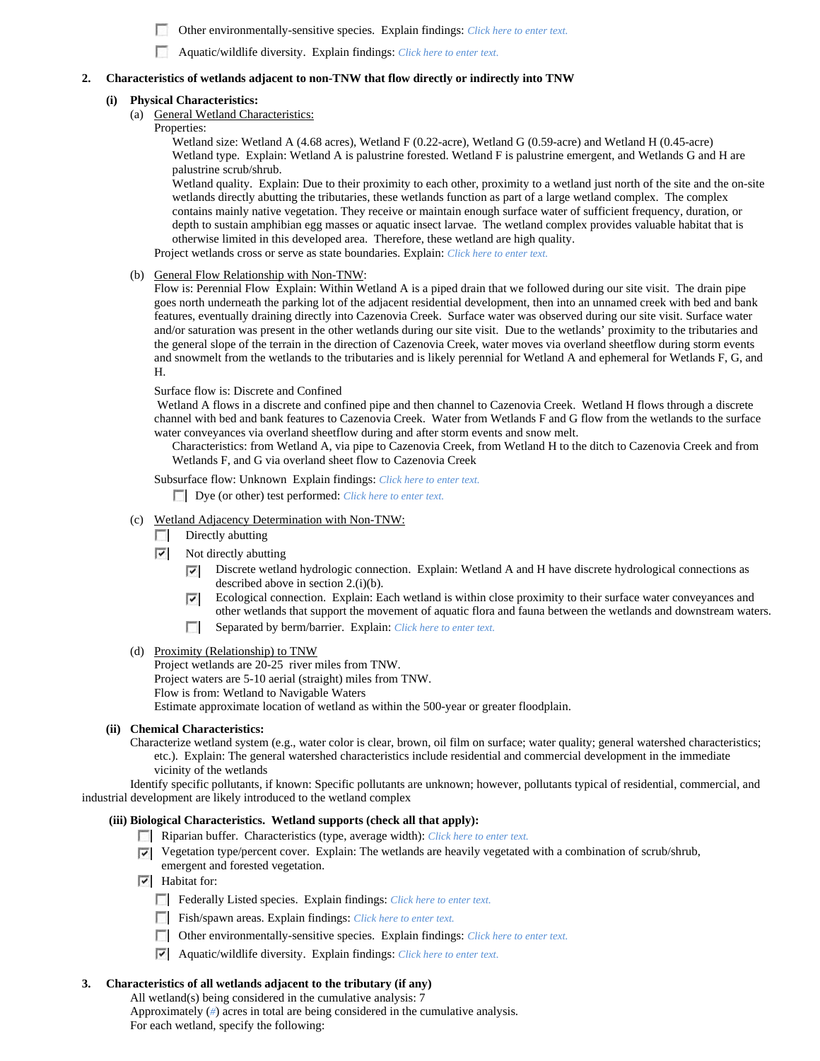☐ Other environmentally-sensitive species. Explain findings: *Click here to enter text.*

☐ Aquatic/wildlife diversity. Explain findings: *Click here to enter text.*

**2. Characteristics of wetlands adjacent to non-TNW that flow directly or indirectly into TNW**

**(i) Physical Characteristics:**

(a) General Wetland Characteristics:

Properties:

Wetland size: Wetland A (4.68 acres), Wetland F (0.22-acre), Wetland G (0.59-acre) and Wetland H (0.45-acre)

Wetland type. Explain: Wetland A is palustrine forested. Wetland F is palustrine emergent, and Wetlands G and H are palustrine scrub/shrub.

Wetland quality. Explain: Due to their proximity to each other, proximity to a wetland just north of the site and the on-site wetlands directly abutting the tributaries, these wetlands function as part of a large wetland complex. The complex contains mainly native vegetation. They receive or maintain enough surface water of sufficient frequency, duration, or depth to sustain amphibian egg masses or aquatic insect larvae. The wetland complex provides valuable habitat that is otherwise limited in this developed area. Therefore, these wetland are high quality.

Project wetlands cross or serve as state boundaries. Explain: *Click here to enter text.*

(b) General Flow Relationship with Non-TNW:

Flow is: Perennial Flow Explain: Within Wetland A is a piped drain that we followed during our site visit. The drain pipe goes north underneath the parking lot of the adjacent residential development, then into an unnamed creek with bed and bank features, eventually draining directly into Cazenovia Creek. Surface water was observed during our site visit. Surface water and/or saturation was present in the other wetlands during our site visit. Due to the wetlands' proximity to the tributaries and the general slope of the terrain in the direction of Cazenovia Creek, water moves via overland sheetflow during storm events and snowmelt from the wetlands to the tributaries and is likely perennial for Wetland A and ephemeral for Wetlands F, G, and H.

Surface flow is: Discrete and Confined

Wetland A flows in a discrete and confined pipe and then channel to Cazenovia Creek. Wetland H flows through a discrete channel with bed and bank features to Cazenovia Creek. Water from Wetlands F and G flow from the wetlands to the surface water conveyances via overland sheetflow during and after storm events and snow melt.

Characteristics: from Wetland A, via pipe to Cazenovia Creek, from Wetland H to the ditch to Cazenovia Creek and from Wetlands F, and G via overland sheet flow to Cazenovia Creek

Subsurface flow: Unknown Explain findings: *Click here to enter text.*

☐ Dye (or other) test performed: *Click here to enter text.*

(c) Wetland Adjacency Determination with Non-TNW:

☐ Directly abutting

☑ Not directly abutting

☑ Discrete wetland hydrologic connection. Explain: Wetland A and H have discrete hydrological connections as described above in section 2.(i)(b).

☑ Ecological connection. Explain: Each wetland is within close proximity to their surface water conveyances and other wetlands that support the movement of aquatic flora and fauna between the wetlands and downstream waters.

☐ Separated by berm/barrier. Explain: *Click here to enter text.*

(d) Proximity (Relationship) to TNW

Project wetlands are 20-25 river miles from TNW.

Project waters are 5-10 aerial (straight) miles from TNW.

Flow is from: Wetland to Navigable Waters

Estimate approximate location of wetland as within the 500-year or greater floodplain.

**(ii) Chemical Characteristics:**

Characterize wetland system (e.g., water color is clear, brown, oil film on surface; water quality; general watershed characteristics; etc.). Explain: The general watershed characteristics include residential and commercial development in the immediate vicinity of the wetlands

Identify specific pollutants, if known: Specific pollutants are unknown; however, pollutants typical of residential, commercial, and industrial development are likely introduced to the wetland complex

**(iii) Biological Characteristics. Wetland supports (check all that apply):**

☐ Riparian buffer. Characteristics (type, average width): *Click here to enter text.*

☑ Vegetation type/percent cover. Explain: The wetlands are heavily vegetated with a combination of scrub/shrub, emergent and forested vegetation.

☑ Habitat for:

☐ Federally Listed species. Explain findings: *Click here to enter text.*

☐ Fish/spawn areas. Explain findings: *Click here to enter text.*

☐ Other environmentally-sensitive species. Explain findings: *Click here to enter text.*

☑ Aquatic/wildlife diversity. Explain findings: *Click here to enter text.*

**3. Characteristics of all wetlands adjacent to the tributary (if any)**

All wetland(s) being considered in the cumulative analysis: 7

Approximately (#) acres in total are being considered in the cumulative analysis.

For each wetland, specify the following: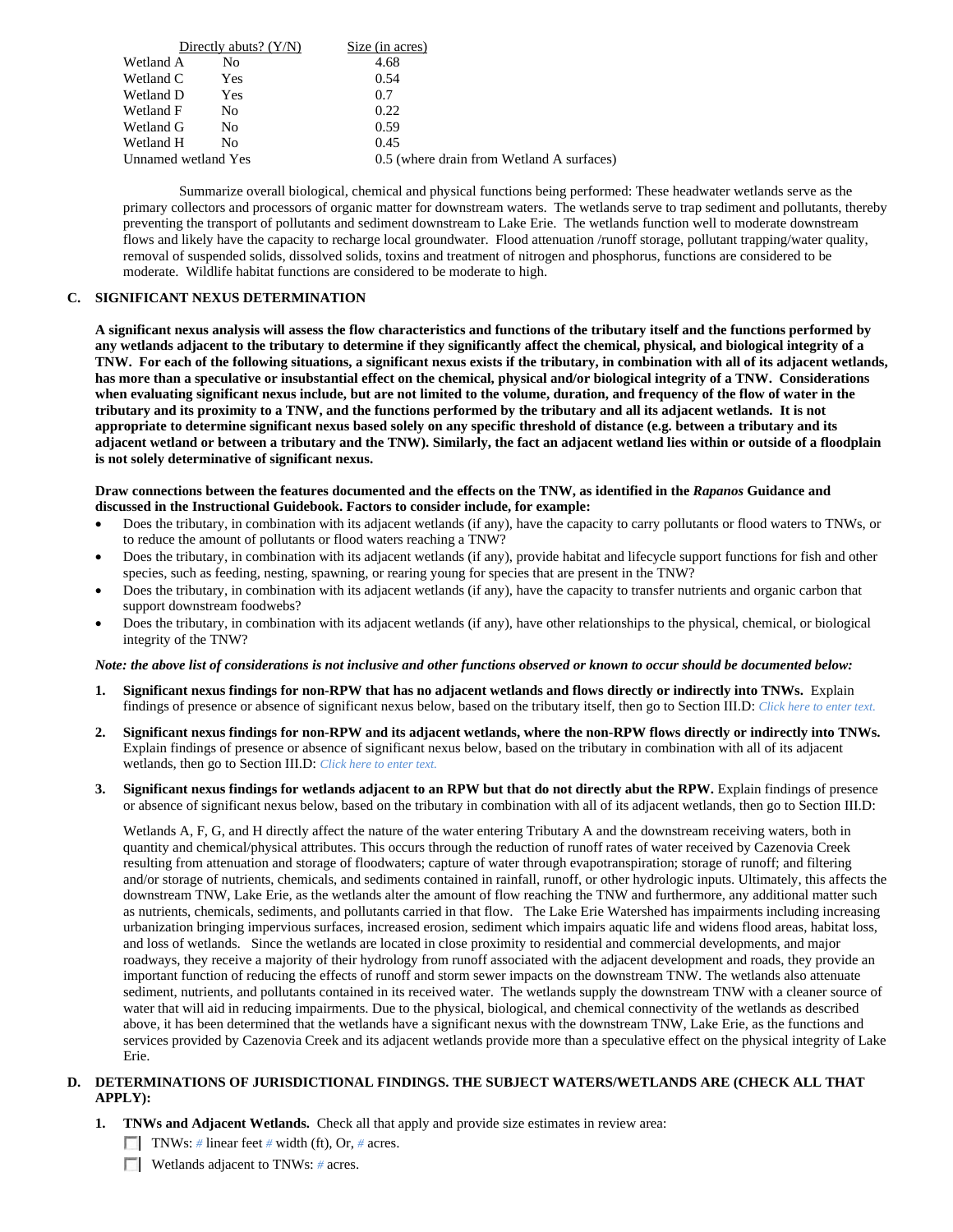| | Directly abuts? (Y/N) | Size (in acres) |
|---|---|---|
| Wetland A | No | 4.68 |
| Wetland C | Yes | 0.54 |
| Wetland D | Yes | 0.7 |
| Wetland F | No | 0.22 |
| Wetland G | No | 0.59 |
| Wetland H | No | 0.45 |
| Unnamed wetland | Yes | 0.5 (where drain from Wetland A surfaces) |

Summarize overall biological, chemical and physical functions being performed: These headwater wetlands serve as the primary collectors and processors of organic matter for downstream waters. The wetlands serve to trap sediment and pollutants, thereby preventing the transport of pollutants and sediment downstream to Lake Erie. The wetlands function well to moderate downstream flows and likely have the capacity to recharge local groundwater. Flood attenuation /runoff storage, pollutant trapping/water quality, removal of suspended solids, dissolved solids, toxins and treatment of nitrogen and phosphorus, functions are considered to be moderate. Wildlife habitat functions are considered to be moderate to high.

### C. SIGNIFICANT NEXUS DETERMINATION

**A significant nexus analysis will assess the flow characteristics and functions of the tributary itself and the functions performed by any wetlands adjacent to the tributary to determine if they significantly affect the chemical, physical, and biological integrity of a TNW. For each of the following situations, a significant nexus exists if the tributary, in combination with all of its adjacent wetlands, has more than a speculative or insubstantial effect on the chemical, physical and/or biological integrity of a TNW. Considerations when evaluating significant nexus include, but are not limited to the volume, duration, and frequency of the flow of water in the tributary and its proximity to a TNW, and the functions performed by the tributary and all its adjacent wetlands. It is not appropriate to determine significant nexus based solely on any specific threshold of distance (e.g. between a tributary and its adjacent wetland or between a tributary and the TNW). Similarly, the fact an adjacent wetland lies within or outside of a floodplain is not solely determinative of significant nexus.**

**Draw connections between the features documented and the effects on the TNW, as identified in the *Rapanos* Guidance and discussed in the Instructional Guidebook. Factors to consider include, for example:**

- Does the tributary, in combination with its adjacent wetlands (if any), have the capacity to carry pollutants or flood waters to TNWs, or to reduce the amount of pollutants or flood waters reaching a TNW?
- Does the tributary, in combination with its adjacent wetlands (if any), provide habitat and lifecycle support functions for fish and other species, such as feeding, nesting, spawning, or rearing young for species that are present in the TNW?
- Does the tributary, in combination with its adjacent wetlands (if any), have the capacity to transfer nutrients and organic carbon that support downstream foodwebs?
- Does the tributary, in combination with its adjacent wetlands (if any), have other relationships to the physical, chemical, or biological integrity of the TNW?

***Note: the above list of considerations is not inclusive and other functions observed or known to occur should be documented below:***

1. **Significant nexus findings for non-RPW that has no adjacent wetlands and flows directly or indirectly into TNWs.** Explain findings of presence or absence of significant nexus below, based on the tributary itself, then go to Section III.D: *Click here to enter text.*

2. **Significant nexus findings for non-RPW and its adjacent wetlands, where the non-RPW flows directly or indirectly into TNWs.** Explain findings of presence or absence of significant nexus below, based on the tributary in combination with all of its adjacent wetlands, then go to Section III.D: *Click here to enter text.*

3. **Significant nexus findings for wetlands adjacent to an RPW but that do not directly abut the RPW.** Explain findings of presence or absence of significant nexus below, based on the tributary in combination with all of its adjacent wetlands, then go to Section III.D:

   Wetlands A, F, G, and H directly affect the nature of the water entering Tributary A and the downstream receiving waters, both in quantity and chemical/physical attributes. This occurs through the reduction of runoff rates of water received by Cazenovia Creek resulting from attenuation and storage of floodwaters; capture of water through evapotranspiration; storage of runoff; and filtering and/or storage of nutrients, chemicals, and sediments contained in rainfall, runoff, or other hydrologic inputs. Ultimately, this affects the downstream TNW, Lake Erie, as the wetlands alter the amount of flow reaching the TNW and furthermore, any additional matter such as nutrients, chemicals, sediments, and pollutants carried in that flow. The Lake Erie Watershed has impairments including increasing urbanization bringing impervious surfaces, increased erosion, sediment which impairs aquatic life and widens flood areas, habitat loss, and loss of wetlands. Since the wetlands are located in close proximity to residential and commercial developments, and major roadways, they receive a majority of their hydrology from runoff associated with the adjacent development and roads, they provide an important function of reducing the effects of runoff and storm sewer impacts on the downstream TNW. The wetlands also attenuate sediment, nutrients, and pollutants contained in its received water. The wetlands supply the downstream TNW with a cleaner source of water that will aid in reducing impairments. Due to the physical, biological, and chemical connectivity of the wetlands as described above, it has been determined that the wetlands have a significant nexus with the downstream TNW, Lake Erie, as the functions and services provided by Cazenovia Creek and its adjacent wetlands provide more than a speculative effect on the physical integrity of Lake Erie.

### D. DETERMINATIONS OF JURISDICTIONAL FINDINGS. THE SUBJECT WATERS/WETLANDS ARE (CHECK ALL THAT APPLY):

1. **TNWs and Adjacent Wetlands.** Check all that apply and provide size estimates in review area:

   ☐ TNWs: # linear feet # width (ft), Or, # acres.

   ☐ Wetlands adjacent to TNWs: # acres.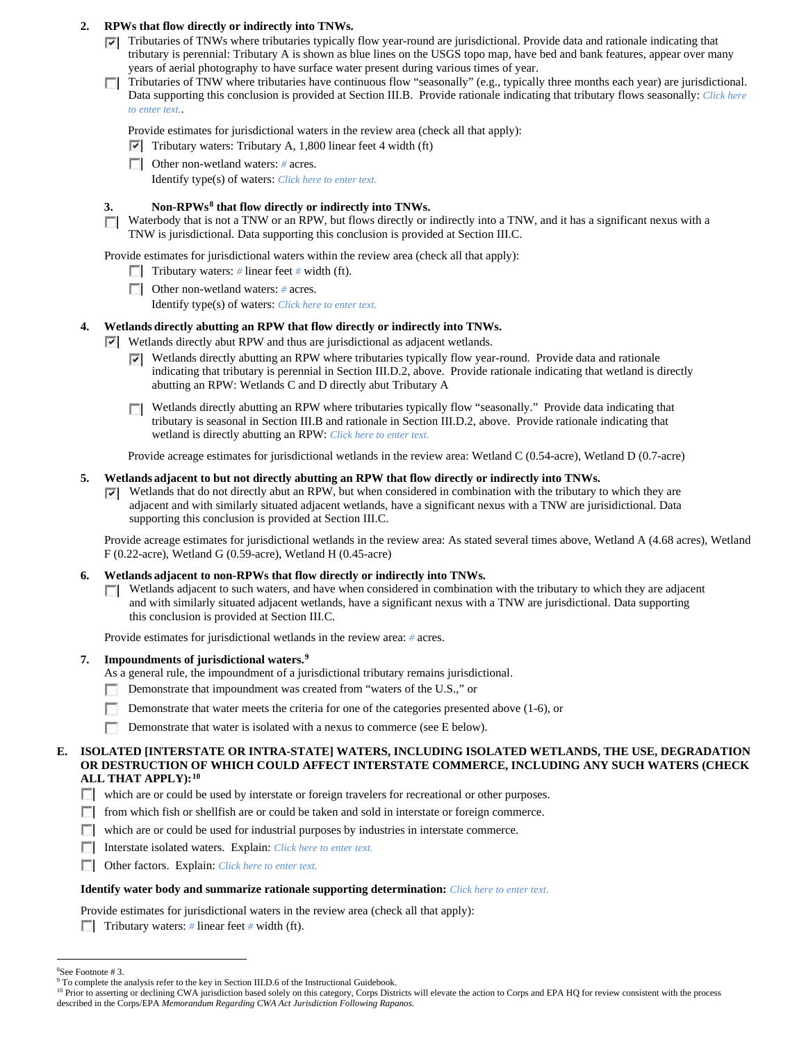**2. RPWs that flow directly or indirectly into TNWs.**

- [x] Tributaries of TNWs where tributaries typically flow year-round are jurisdictional. Provide data and rationale indicating that tributary is perennial: Tributary A is shown as blue lines on the USGS topo map, have bed and bank features, appear over many years of aerial photography to have surface water present during various times of year.
- [ ] Tributaries of TNW where tributaries have continuous flow "seasonally" (e.g., typically three months each year) are jurisdictional. Data supporting this conclusion is provided at Section III.B. Provide rationale indicating that tributary flows seasonally: *Click here to enter text.*.

Provide estimates for jurisdictional waters in the review area (check all that apply):

- [x] Tributary waters: Tributary A, 1,800 linear feet 4 width (ft)
- [ ] Other non-wetland waters: # acres.
  Identify type(s) of waters: *Click here to enter text.*

**3. Non-RPWs[8] that flow directly or indirectly into TNWs.**

- [ ] Waterbody that is not a TNW or an RPW, but flows directly or indirectly into a TNW, and it has a significant nexus with a TNW is jurisdictional. Data supporting this conclusion is provided at Section III.C.

Provide estimates for jurisdictional waters within the review area (check all that apply):

- [ ] Tributary waters: # linear feet # width (ft).
- [ ] Other non-wetland waters: # acres.
  Identify type(s) of waters: *Click here to enter text.*

**4. Wetlands directly abutting an RPW that flow directly or indirectly into TNWs.**

- [x] Wetlands directly abut RPW and thus are jurisdictional as adjacent wetlands.
  - [x] Wetlands directly abutting an RPW where tributaries typically flow year-round. Provide data and rationale indicating that tributary is perennial in Section III.D.2, above. Provide rationale indicating that wetland is directly abutting an RPW: Wetlands C and D directly abut Tributary A
  - [ ] Wetlands directly abutting an RPW where tributaries typically flow "seasonally." Provide data indicating that tributary is seasonal in Section III.B and rationale in Section III.D.2, above. Provide rationale indicating that wetland is directly abutting an RPW: *Click here to enter text.*

  Provide acreage estimates for jurisdictional wetlands in the review area: Wetland C (0.54-acre), Wetland D (0.7-acre)

**5. Wetlands adjacent to but not directly abutting an RPW that flow directly or indirectly into TNWs.**

- [x] Wetlands that do not directly abut an RPW, but when considered in combination with the tributary to which they are adjacent and with similarly situated adjacent wetlands, have a significant nexus with a TNW are jurisidictional. Data supporting this conclusion is provided at Section III.C.

Provide acreage estimates for jurisdictional wetlands in the review area: As stated several times above, Wetland A (4.68 acres), Wetland F (0.22-acre), Wetland G (0.59-acre), Wetland H (0.45-acre)

**6. Wetlands adjacent to non-RPWs that flow directly or indirectly into TNWs.**

- [ ] Wetlands adjacent to such waters, and have when considered in combination with the tributary to which they are adjacent and with similarly situated adjacent wetlands, have a significant nexus with a TNW are jurisdictional. Data supporting this conclusion is provided at Section III.C.

Provide estimates for jurisdictional wetlands in the review area: # acres.

**7. Impoundments of jurisdictional waters.[9]**

As a general rule, the impoundment of a jurisdictional tributary remains jurisdictional.

- [ ] Demonstrate that impoundment was created from "waters of the U.S.," or
- [ ] Demonstrate that water meets the criteria for one of the categories presented above (1-6), or
- [ ] Demonstrate that water is isolated with a nexus to commerce (see E below).

**E. ISOLATED [INTERSTATE OR INTRA-STATE] WATERS, INCLUDING ISOLATED WETLANDS, THE USE, DEGRADATION OR DESTRUCTION OF WHICH COULD AFFECT INTERSTATE COMMERCE, INCLUDING ANY SUCH WATERS (CHECK ALL THAT APPLY):[10]**

- [ ] which are or could be used by interstate or foreign travelers for recreational or other purposes.
- [ ] from which fish or shellfish are or could be taken and sold in interstate or foreign commerce.
- [ ] which are or could be used for industrial purposes by industries in interstate commerce.
- [ ] Interstate isolated waters. Explain: *Click here to enter text.*
- [ ] Other factors. Explain: *Click here to enter text.*

**Identify water body and summarize rationale supporting determination:** *Click here to enter text.*

Provide estimates for jurisdictional waters in the review area (check all that apply):

- [ ] Tributary waters: # linear feet # width (ft).

---

[8] See Footnote # 3.

[9] To complete the analysis refer to the key in Section III.D.6 of the Instructional Guidebook.

[10] Prior to asserting or declining CWA jurisdiction based solely on this category, Corps Districts will elevate the action to Corps and EPA HQ for review consistent with the process described in the Corps/EPA *Memorandum Regarding CWA Act Jurisdiction Following Rapanos.*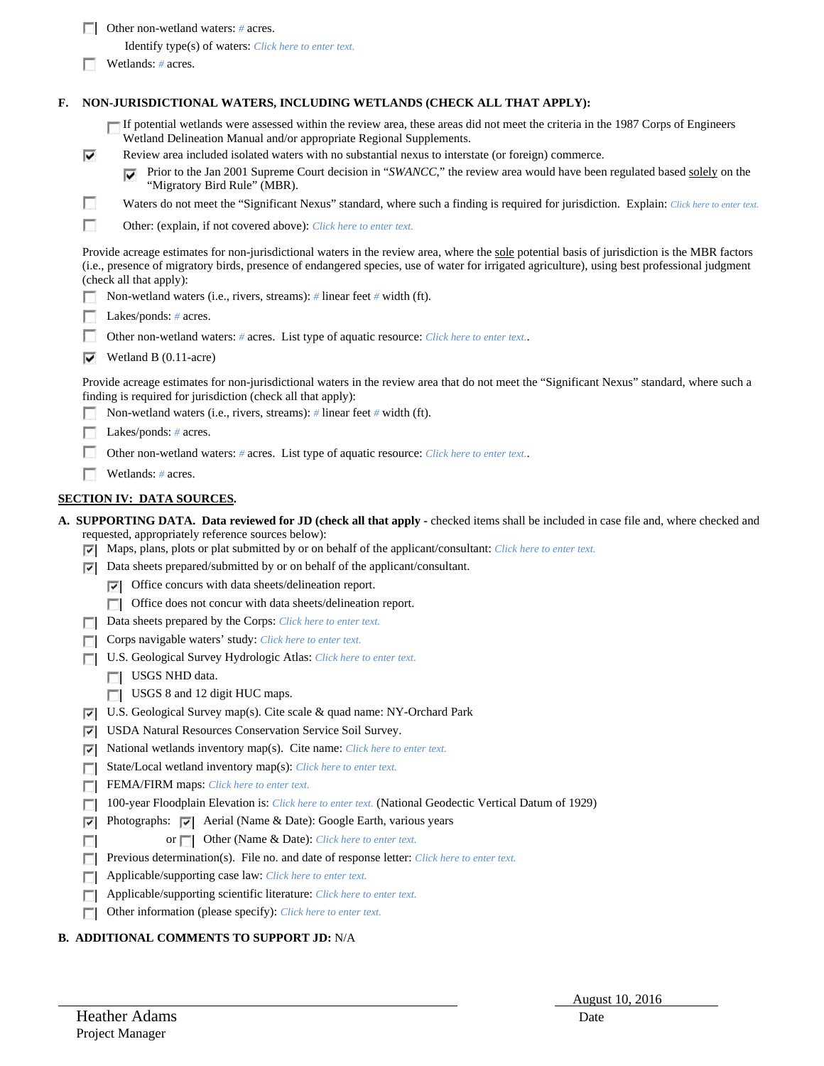- [ ] Other non-wetland waters: # acres.
  Identify type(s) of waters: *Click here to enter text.*
- [ ] Wetlands: # acres.

**F. NON-JURISDICTIONAL WATERS, INCLUDING WETLANDS (CHECK ALL THAT APPLY):**

- [ ] If potential wetlands were assessed within the review area, these areas did not meet the criteria in the 1987 Corps of Engineers Wetland Delineation Manual and/or appropriate Regional Supplements.
- [x] Review area included isolated waters with no substantial nexus to interstate (or foreign) commerce.
  - [x] Prior to the Jan 2001 Supreme Court decision in "*SWANCC*," the review area would have been regulated based solely on the "Migratory Bird Rule" (MBR).
- [ ] Waters do not meet the "Significant Nexus" standard, where such a finding is required for jurisdiction. Explain: *Click here to enter text.*
- [ ] Other: (explain, if not covered above): *Click here to enter text.*

Provide acreage estimates for non-jurisdictional waters in the review area, where the sole potential basis of jurisdiction is the MBR factors (i.e., presence of migratory birds, presence of endangered species, use of water for irrigated agriculture), using best professional judgment (check all that apply):

- [ ] Non-wetland waters (i.e., rivers, streams): # linear feet # width (ft).
- [ ] Lakes/ponds: # acres.
- [ ] Other non-wetland waters: # acres. List type of aquatic resource: *Click here to enter text.*.
- [x] Wetland B (0.11-acre)

Provide acreage estimates for non-jurisdictional waters in the review area that do not meet the "Significant Nexus" standard, where such a finding is required for jurisdiction (check all that apply):

- [ ] Non-wetland waters (i.e., rivers, streams): # linear feet # width (ft).
- [ ] Lakes/ponds: # acres.
- [ ] Other non-wetland waters: # acres. List type of aquatic resource: *Click here to enter text.*.
- [ ] Wetlands: # acres.

## SECTION IV: DATA SOURCES.

**A. SUPPORTING DATA. Data reviewed for JD (check all that apply** - checked items shall be included in case file and, where checked and requested, appropriately reference sources below):

- [x] Maps, plans, plots or plat submitted by or on behalf of the applicant/consultant: *Click here to enter text.*
- [x] Data sheets prepared/submitted by or on behalf of the applicant/consultant.
  - [x] Office concurs with data sheets/delineation report.
  - [ ] Office does not concur with data sheets/delineation report.
- [ ] Data sheets prepared by the Corps: *Click here to enter text.*
- [ ] Corps navigable waters' study: *Click here to enter text.*
- [ ] U.S. Geological Survey Hydrologic Atlas: *Click here to enter text.*
  - [ ] USGS NHD data.
  - [ ] USGS 8 and 12 digit HUC maps.
- [x] U.S. Geological Survey map(s). Cite scale & quad name: NY-Orchard Park
- [x] USDA Natural Resources Conservation Service Soil Survey.
- [x] National wetlands inventory map(s). Cite name: *Click here to enter text.*
- [ ] State/Local wetland inventory map(s): *Click here to enter text.*
- [ ] FEMA/FIRM maps: *Click here to enter text.*
- [ ] 100-year Floodplain Elevation is: *Click here to enter text.* (National Geodectic Vertical Datum of 1929)
- [x] Photographs: [x] Aerial (Name & Date): Google Earth, various years
- [ ] or [ ] Other (Name & Date): *Click here to enter text.*
- [ ] Previous determination(s). File no. and date of response letter: *Click here to enter text.*
- [ ] Applicable/supporting case law: *Click here to enter text.*
- [ ] Applicable/supporting scientific literature: *Click here to enter text.*
- [ ] Other information (please specify): *Click here to enter text.*

**B. ADDITIONAL COMMENTS TO SUPPORT JD:** N/A

Heather Adams
Project Manager

August 10, 2016
Date